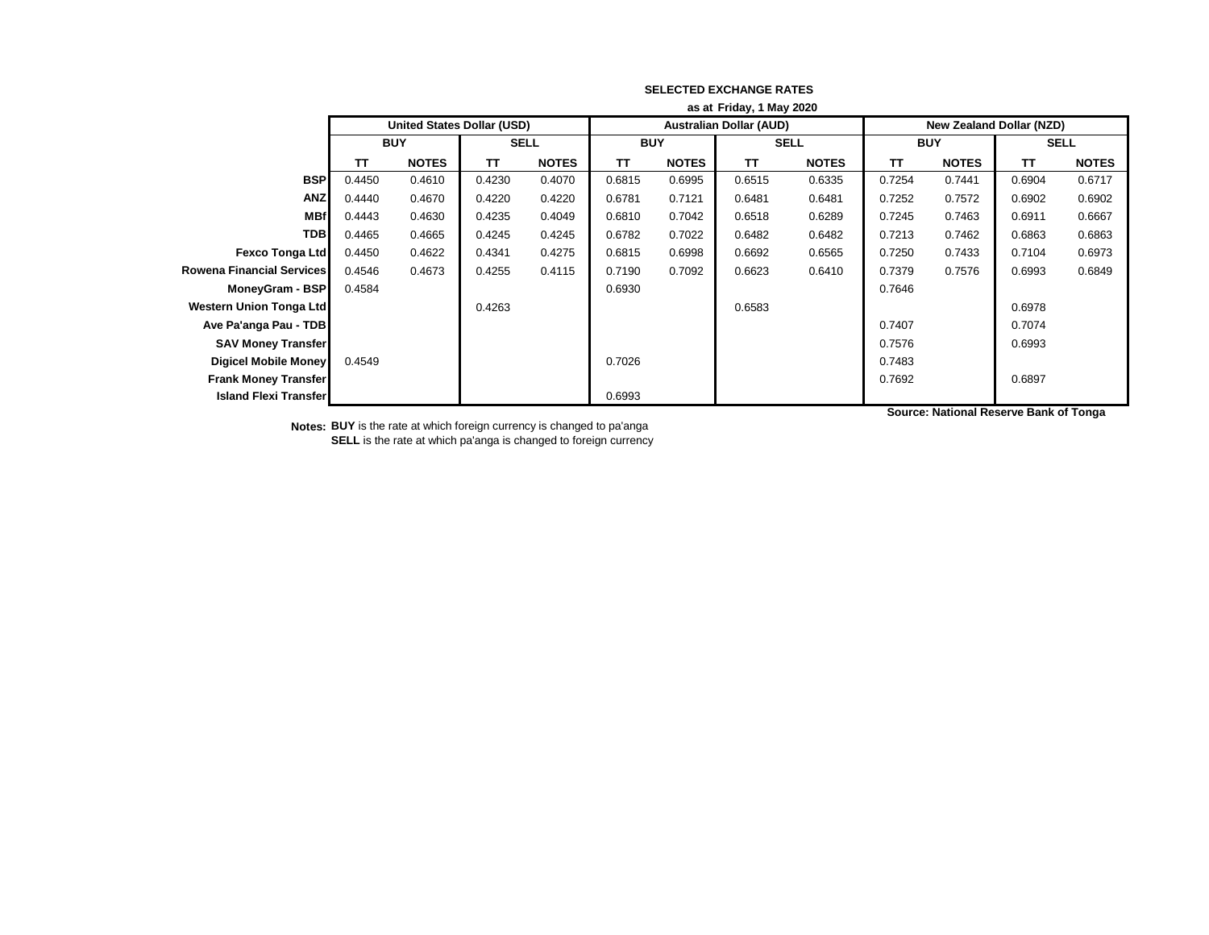**SELECTED EXCHANGE RATES**

**as at Friday, 1 May 2020**

| | United States Dollar (USD) | | | | Australian Dollar (AUD) | | | | New Zealand Dollar (NZD) | | | |
|---|---|---|---|---|---|---|---|---|---|---|---|---|
| | **BUY** | | **SELL** | | **BUY** | | **SELL** | | **BUY** | | **SELL** | |
| | **TT** | **NOTES** | **TT** | **NOTES** | **TT** | **NOTES** | **TT** | **NOTES** | **TT** | **NOTES** | **TT** | **NOTES** |
| **BSP** | 0.4450 | 0.4610 | 0.4230 | 0.4070 | 0.6815 | 0.6995 | 0.6515 | 0.6335 | 0.7254 | 0.7441 | 0.6904 | 0.6717 |
| **ANZ** | 0.4440 | 0.4670 | 0.4220 | 0.4220 | 0.6781 | 0.7121 | 0.6481 | 0.6481 | 0.7252 | 0.7572 | 0.6902 | 0.6902 |
| **MBf** | 0.4443 | 0.4630 | 0.4235 | 0.4049 | 0.6810 | 0.7042 | 0.6518 | 0.6289 | 0.7245 | 0.7463 | 0.6911 | 0.6667 |
| **TDB** | 0.4465 | 0.4665 | 0.4245 | 0.4245 | 0.6782 | 0.7022 | 0.6482 | 0.6482 | 0.7213 | 0.7462 | 0.6863 | 0.6863 |
| **Fexco Tonga Ltd** | 0.4450 | 0.4622 | 0.4341 | 0.4275 | 0.6815 | 0.6998 | 0.6692 | 0.6565 | 0.7250 | 0.7433 | 0.7104 | 0.6973 |
| **Rowena Financial Services** | 0.4546 | 0.4673 | 0.4255 | 0.4115 | 0.7190 | 0.7092 | 0.6623 | 0.6410 | 0.7379 | 0.7576 | 0.6993 | 0.6849 |
| **MoneyGram - BSP** | 0.4584 | | | | 0.6930 | | | | 0.7646 | | | |
| **Western Union Tonga Ltd** | | | 0.4263 | | | | 0.6583 | | | | 0.6978 | |
| **Ave Pa'anga Pau - TDB** | | | | | | | | | 0.7407 | | 0.7074 | |
| **SAV Money Transfer** | | | | | | | | | 0.7576 | | 0.6993 | |
| **Digicel Mobile Money** | 0.4549 | | | | 0.7026 | | | | 0.7483 | | | |
| **Frank Money Transfer** | | | | | | | | | 0.7692 | | 0.6897 | |
| **Island Flexi Transfer** | | | | | 0.6993 | | | | | | | |

**Source: National Reserve Bank of Tonga**

**Notes:** **BUY** is the rate at which foreign currency is changed to pa'anga
**SELL** is the rate at which pa'anga is changed to foreign currency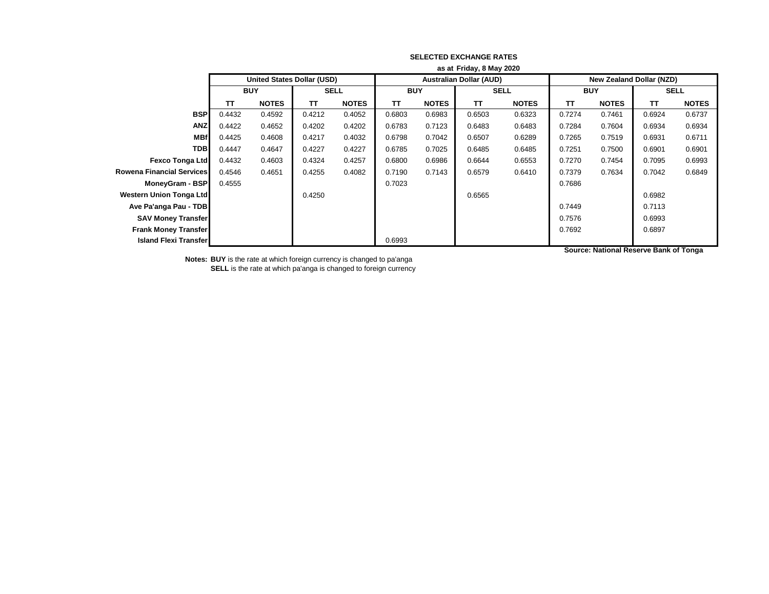**SELECTED EXCHANGE RATES**

**as at Friday, 8 May 2020**

| | United States Dollar (USD) | | | | Australian Dollar (AUD) | | | | New Zealand Dollar (NZD) | | | |
|---|---|---|---|---|---|---|---|---|---|---|---|---|
| | BUY | | SELL | | BUY | | SELL | | BUY | | SELL | |
| | TT | NOTES | TT | NOTES | TT | NOTES | TT | NOTES | TT | NOTES | TT | NOTES |
| **BSP** | 0.4432 | 0.4592 | 0.4212 | 0.4052 | 0.6803 | 0.6983 | 0.6503 | 0.6323 | 0.7274 | 0.7461 | 0.6924 | 0.6737 |
| **ANZ** | 0.4422 | 0.4652 | 0.4202 | 0.4202 | 0.6783 | 0.7123 | 0.6483 | 0.6483 | 0.7284 | 0.7604 | 0.6934 | 0.6934 |
| **MBf** | 0.4425 | 0.4608 | 0.4217 | 0.4032 | 0.6798 | 0.7042 | 0.6507 | 0.6289 | 0.7265 | 0.7519 | 0.6931 | 0.6711 |
| **TDB** | 0.4447 | 0.4647 | 0.4227 | 0.4227 | 0.6785 | 0.7025 | 0.6485 | 0.6485 | 0.7251 | 0.7500 | 0.6901 | 0.6901 |
| **Fexco Tonga Ltd** | 0.4432 | 0.4603 | 0.4324 | 0.4257 | 0.6800 | 0.6986 | 0.6644 | 0.6553 | 0.7270 | 0.7454 | 0.7095 | 0.6993 |
| **Rowena Financial Services** | 0.4546 | 0.4651 | 0.4255 | 0.4082 | 0.7190 | 0.7143 | 0.6579 | 0.6410 | 0.7379 | 0.7634 | 0.7042 | 0.6849 |
| **MoneyGram - BSP** | 0.4555 | | | | 0.7023 | | | | 0.7686 | | | |
| **Western Union Tonga Ltd** | | | 0.4250 | | | | 0.6565 | | | | 0.6982 | |
| **Ave Pa'anga Pau - TDB** | | | | | | | | | 0.7449 | | 0.7113 | |
| **SAV Money Transfer** | | | | | | | | | 0.7576 | | 0.6993 | |
| **Frank Money Transfer** | | | | | | | | | 0.7692 | | 0.6897 | |
| **Island Flexi Transfer** | | | | | 0.6993 | | | | | | | |

**Source: National Reserve Bank of Tonga**

**Notes: BUY** is the rate at which foreign currency is changed to pa'anga
**SELL** is the rate at which pa'anga is changed to foreign currency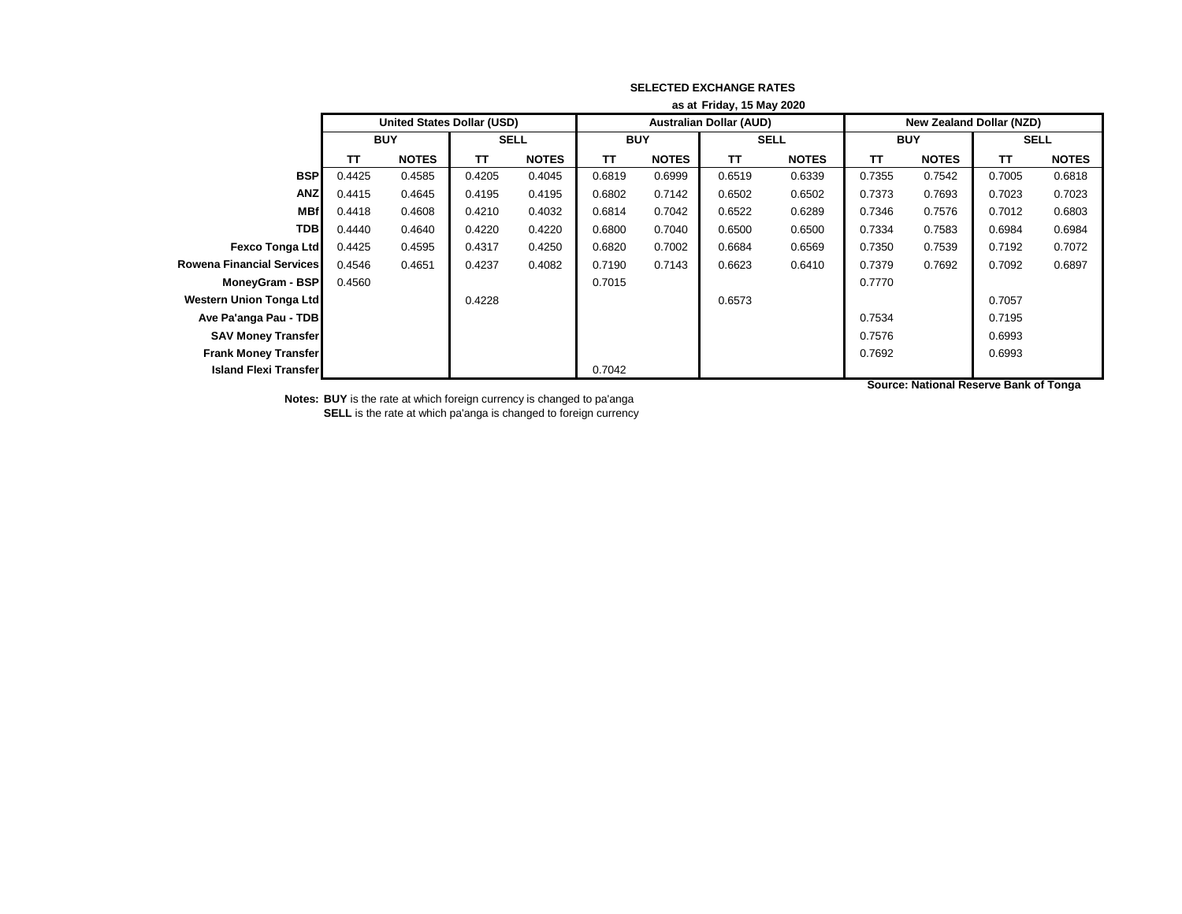**SELECTED EXCHANGE RATES**

**as at Friday, 15 May 2020**

| | United States Dollar (USD) | | | | Australian Dollar (AUD) | | | | New Zealand Dollar (NZD) | | | |
|---|---|---|---|---|---|---|---|---|---|---|---|---|
| | BUY | | SELL | | BUY | | SELL | | BUY | | SELL | |
| | TT | NOTES | TT | NOTES | TT | NOTES | TT | NOTES | TT | NOTES | TT | NOTES |
| **BSP** | 0.4425 | 0.4585 | 0.4205 | 0.4045 | 0.6819 | 0.6999 | 0.6519 | 0.6339 | 0.7355 | 0.7542 | 0.7005 | 0.6818 |
| **ANZ** | 0.4415 | 0.4645 | 0.4195 | 0.4195 | 0.6802 | 0.7142 | 0.6502 | 0.6502 | 0.7373 | 0.7693 | 0.7023 | 0.7023 |
| **MBf** | 0.4418 | 0.4608 | 0.4210 | 0.4032 | 0.6814 | 0.7042 | 0.6522 | 0.6289 | 0.7346 | 0.7576 | 0.7012 | 0.6803 |
| **TDB** | 0.4440 | 0.4640 | 0.4220 | 0.4220 | 0.6800 | 0.7040 | 0.6500 | 0.6500 | 0.7334 | 0.7583 | 0.6984 | 0.6984 |
| **Fexco Tonga Ltd** | 0.4425 | 0.4595 | 0.4317 | 0.4250 | 0.6820 | 0.7002 | 0.6684 | 0.6569 | 0.7350 | 0.7539 | 0.7192 | 0.7072 |
| **Rowena Financial Services** | 0.4546 | 0.4651 | 0.4237 | 0.4082 | 0.7190 | 0.7143 | 0.6623 | 0.6410 | 0.7379 | 0.7692 | 0.7092 | 0.6897 |
| **MoneyGram - BSP** | 0.4560 | | | | 0.7015 | | | | 0.7770 | | | |
| **Western Union Tonga Ltd** | | | 0.4228 | | | | 0.6573 | | | | 0.7057 | |
| **Ave Pa'anga Pau - TDB** | | | | | | | | | 0.7534 | | 0.7195 | |
| **SAV Money Transfer** | | | | | | | | | 0.7576 | | 0.6993 | |
| **Frank Money Transfer** | | | | | | | | | 0.7692 | | 0.6993 | |
| **Island Flexi Transfer** | | | | | 0.7042 | | | | | | | |

**Source: National Reserve Bank of Tonga**

**Notes:** **BUY** is the rate at which foreign currency is changed to pa'anga
**SELL** is the rate at which pa'anga is changed to foreign currency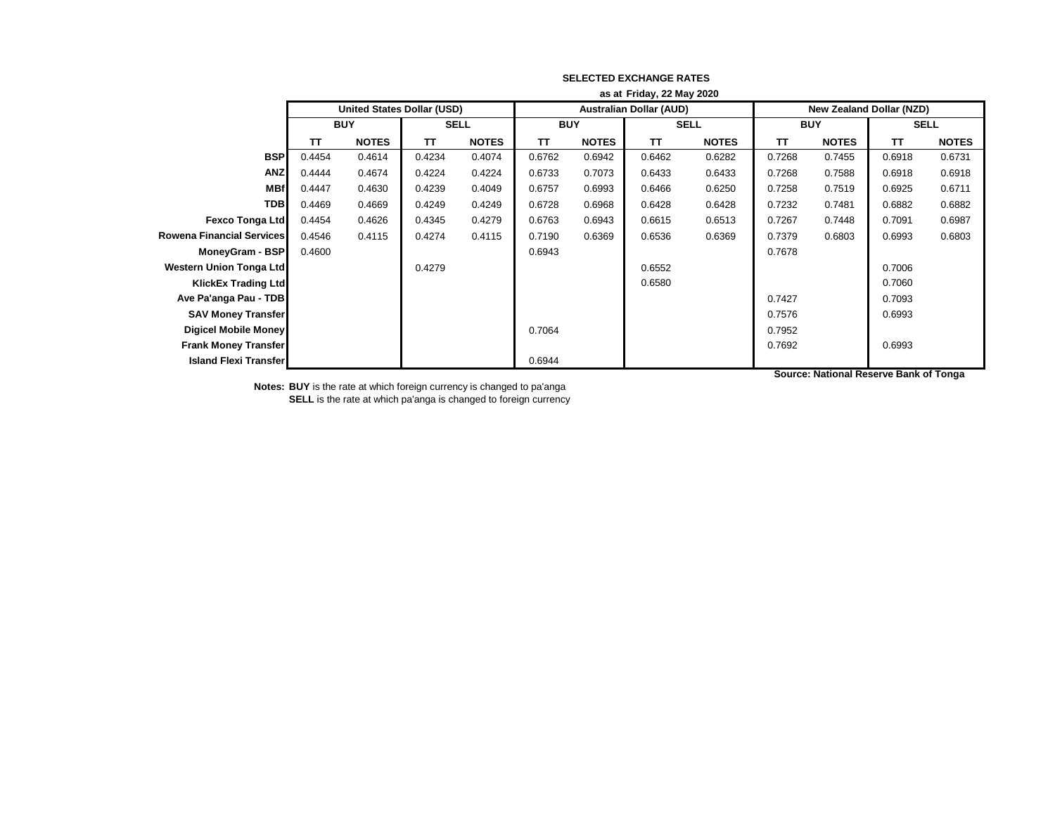**SELECTED EXCHANGE RATES**

**as at Friday, 22 May 2020**

| | United States Dollar (USD) | | | | Australian Dollar (AUD) | | | | New Zealand Dollar (NZD) | | | |
|---|---|---|---|---|---|---|---|---|---|---|---|---|
| | BUY | | SELL | | BUY | | SELL | | BUY | | SELL | |
| | TT | NOTES | TT | NOTES | TT | NOTES | TT | NOTES | TT | NOTES | TT | NOTES |
| **BSP** | 0.4454 | 0.4614 | 0.4234 | 0.4074 | 0.6762 | 0.6942 | 0.6462 | 0.6282 | 0.7268 | 0.7455 | 0.6918 | 0.6731 |
| **ANZ** | 0.4444 | 0.4674 | 0.4224 | 0.4224 | 0.6733 | 0.7073 | 0.6433 | 0.6433 | 0.7268 | 0.7588 | 0.6918 | 0.6918 |
| **MBf** | 0.4447 | 0.4630 | 0.4239 | 0.4049 | 0.6757 | 0.6993 | 0.6466 | 0.6250 | 0.7258 | 0.7519 | 0.6925 | 0.6711 |
| **TDB** | 0.4469 | 0.4669 | 0.4249 | 0.4249 | 0.6728 | 0.6968 | 0.6428 | 0.6428 | 0.7232 | 0.7481 | 0.6882 | 0.6882 |
| **Fexco Tonga Ltd** | 0.4454 | 0.4626 | 0.4345 | 0.4279 | 0.6763 | 0.6943 | 0.6615 | 0.6513 | 0.7267 | 0.7448 | 0.7091 | 0.6987 |
| **Rowena Financial Services** | 0.4546 | 0.4115 | 0.4274 | 0.4115 | 0.7190 | 0.6369 | 0.6536 | 0.6369 | 0.7379 | 0.6803 | 0.6993 | 0.6803 |
| **MoneyGram - BSP** | 0.4600 | | | | 0.6943 | | | | 0.7678 | | | |
| **Western Union Tonga Ltd** | | | 0.4279 | | | | 0.6552 | | | | 0.7006 | |
| **KlickEx Trading Ltd** | | | | | | | 0.6580 | | | | 0.7060 | |
| **Ave Pa'anga Pau - TDB** | | | | | | | | | 0.7427 | | 0.7093 | |
| **SAV Money Transfer** | | | | | | | | | 0.7576 | | 0.6993 | |
| **Digicel Mobile Money** | | | | | 0.7064 | | | | 0.7952 | | | |
| **Frank Money Transfer** | | | | | | | | | 0.7692 | | 0.6993 | |
| **Island Flexi Transfer** | | | | | 0.6944 | | | | | | | |

**Source: National Reserve Bank of Tonga**

**Notes:** **BUY** is the rate at which foreign currency is changed to pa'anga
**SELL** is the rate at which pa'anga is changed to foreign currency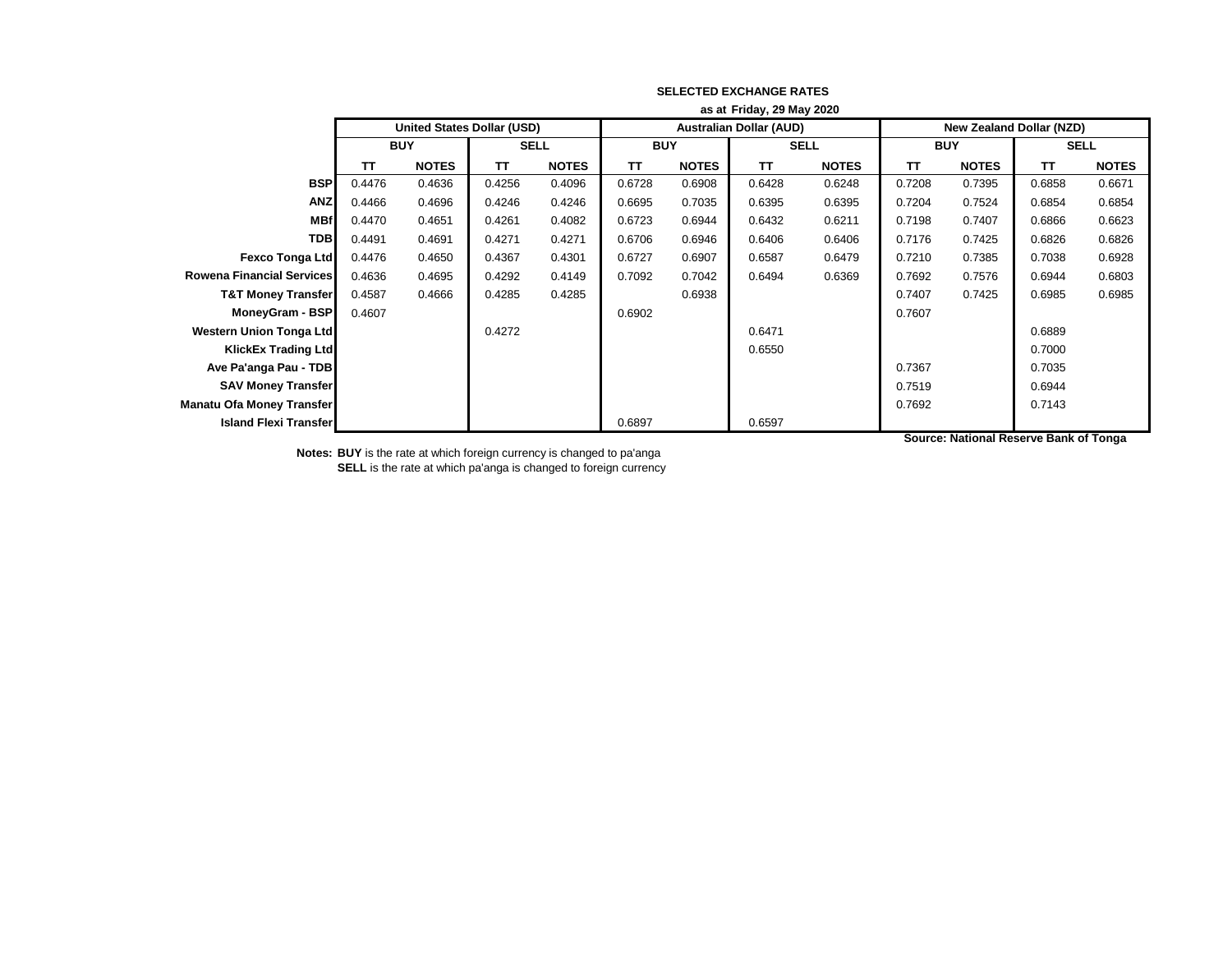**SELECTED EXCHANGE RATES**

**as at Friday, 29 May 2020**

| | United States Dollar (USD) | | | | Australian Dollar (AUD) | | | | New Zealand Dollar (NZD) | | | |
|---|---|---|---|---|---|---|---|---|---|---|---|---|
| | BUY | | SELL | | BUY | | SELL | | BUY | | SELL | |
| | TT | NOTES | TT | NOTES | TT | NOTES | TT | NOTES | TT | NOTES | TT | NOTES |
| **BSP** | 0.4476 | 0.4636 | 0.4256 | 0.4096 | 0.6728 | 0.6908 | 0.6428 | 0.6248 | 0.7208 | 0.7395 | 0.6858 | 0.6671 |
| **ANZ** | 0.4466 | 0.4696 | 0.4246 | 0.4246 | 0.6695 | 0.7035 | 0.6395 | 0.6395 | 0.7204 | 0.7524 | 0.6854 | 0.6854 |
| **MBf** | 0.4470 | 0.4651 | 0.4261 | 0.4082 | 0.6723 | 0.6944 | 0.6432 | 0.6211 | 0.7198 | 0.7407 | 0.6866 | 0.6623 |
| **TDB** | 0.4491 | 0.4691 | 0.4271 | 0.4271 | 0.6706 | 0.6946 | 0.6406 | 0.6406 | 0.7176 | 0.7425 | 0.6826 | 0.6826 |
| **Fexco Tonga Ltd** | 0.4476 | 0.4650 | 0.4367 | 0.4301 | 0.6727 | 0.6907 | 0.6587 | 0.6479 | 0.7210 | 0.7385 | 0.7038 | 0.6928 |
| **Rowena Financial Services** | 0.4636 | 0.4695 | 0.4292 | 0.4149 | 0.7092 | 0.7042 | 0.6494 | 0.6369 | 0.7692 | 0.7576 | 0.6944 | 0.6803 |
| **T&T Money Transfer** | 0.4587 | 0.4666 | 0.4285 | 0.4285 | | 0.6938 | | | 0.7407 | 0.7425 | 0.6985 | 0.6985 |
| **MoneyGram - BSP** | 0.4607 | | | | 0.6902 | | | | 0.7607 | | | |
| **Western Union Tonga Ltd** | | | 0.4272 | | | | 0.6471 | | | | 0.6889 | |
| **KlickEx Trading Ltd** | | | | | | | 0.6550 | | | | 0.7000 | |
| **Ave Pa'anga Pau - TDB** | | | | | | | | | 0.7367 | | 0.7035 | |
| **SAV Money Transfer** | | | | | | | | | 0.7519 | | 0.6944 | |
| **Manatu Ofa Money Transfer** | | | | | | | | | 0.7692 | | 0.7143 | |
| **Island Flexi Transfer** | | | | | 0.6897 | | 0.6597 | | | | | |

**Source: National Reserve Bank of Tonga**

**Notes:** **BUY** is the rate at which foreign currency is changed to pa'anga
**SELL** is the rate at which pa'anga is changed to foreign currency